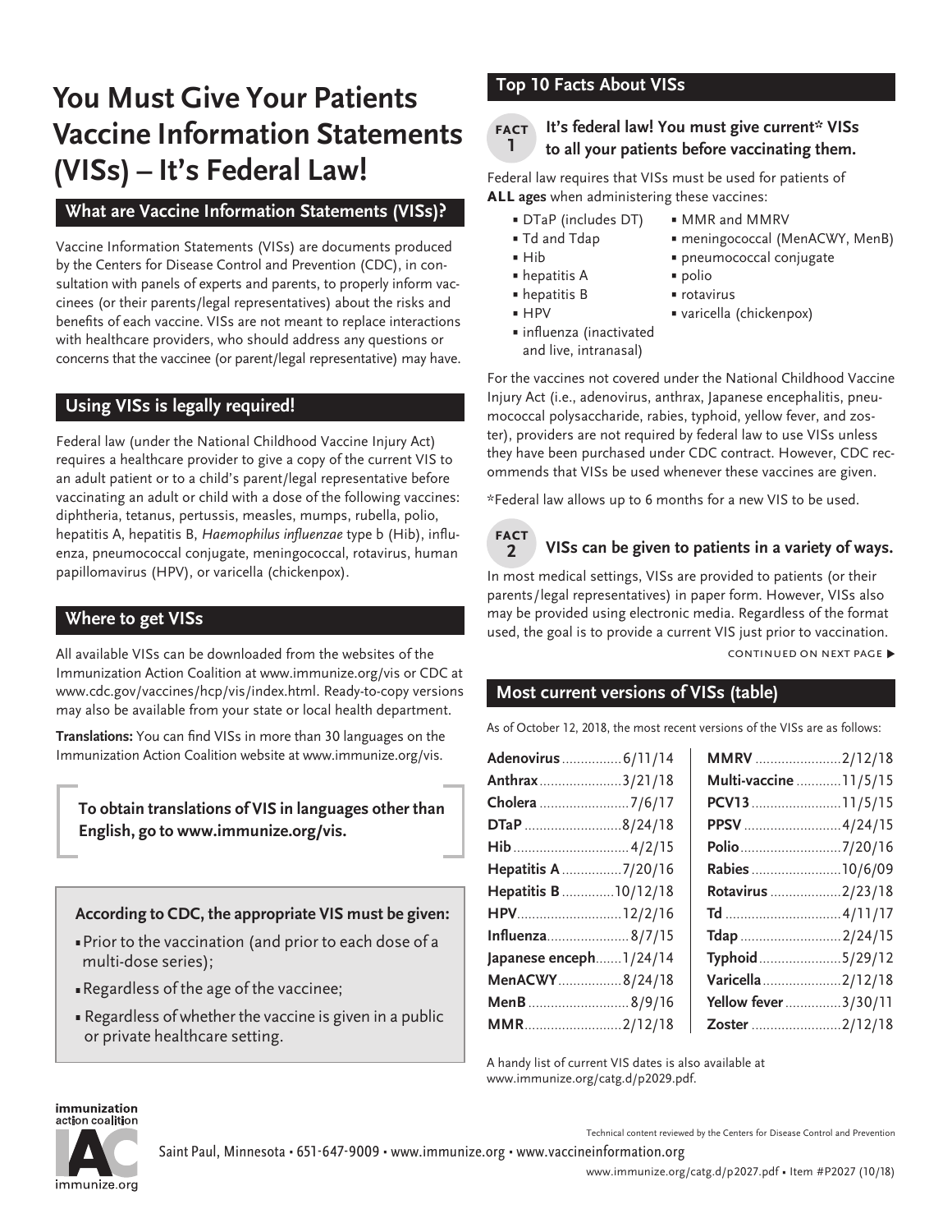# You Must Give Your Patients Vaccine Information Statements (VISs) – It's Federal Law!

## What are Vaccine Information Statements (VISs)?

Vaccine Information Statements (VISs) are documents produced by the Centers for Disease Control and Prevention (CDC), in consultation with panels of experts and parents, to properly inform vaccinees (or their parents/legal representatives) about the risks and benefits of each vaccine. VISs are not meant to replace interactions with healthcare providers, who should address any questions or concerns that the vaccinee (or parent/legal representative) may have.

## Using VISs is legally required!

Federal law (under the National Childhood Vaccine Injury Act) requires a healthcare provider to give a copy of the current VIS to an adult patient or to a child's parent/legal representative before vaccinating an adult or child with a dose of the following vaccines: diphtheria, tetanus, pertussis, measles, mumps, rubella, polio, hepatitis A, hepatitis B, *Haemophilus influenzae* type b (Hib), influenza, pneumococcal conjugate, meningococcal, rotavirus, human papillomavirus (HPV), or varicella (chickenpox).

## Where to get VISs

All available VISs can be downloaded from the websites of the Immunization Action Coalition at www.immunize.org/vis or CDC at www.cdc.gov/vaccines/hcp/vis/index.html. Ready-to-copy versions may also be available from your state or local health department.

**Translations:** You can find VISs in more than 30 languages on the Immunization Action Coalition website at www.immunize.org/vis.

**To obtain translations of VIS in languages other than English, go to www.immunize.org/vis.**

**According to CDC, the appropriate VIS must be given:**

- Prior to the vaccination (and prior to each dose of a multi-dose series);
- Regardless of the age of the vaccinee;
- Regardless of whether the vaccine is given in a public or private healthcare setting.

## Top 10 Facts About VISs

### FACT 1 It's federal law! You must give current* VISs to all your patients before vaccinating them.

Federal law requires that VISs must be used for patients of **ALL ages** when administering these vaccines:

- DTaP (includes DT)
- Td and Tdap
- Hib
- hepatitis A
- hepatitis B
- HPV
- influenza (inactivated and live, intranasal)
- MMR and MMRV
- meningococcal (MenACWY, MenB)
- pneumococcal conjugate
- polio
- rotavirus
- varicella (chickenpox)

For the vaccines not covered under the National Childhood Vaccine Injury Act (i.e., adenovirus, anthrax, Japanese encephalitis, pneumococcal polysaccharide, rabies, typhoid, yellow fever, and zoster), providers are not required by federal law to use VISs unless they have been purchased under CDC contract. However, CDC recommends that VISs be used whenever these vaccines are given.

*Federal law allows up to 6 months for a new VIS to be used.

### FACT 2 VISs can be given to patients in a variety of ways.

In most medical settings, VISs are provided to patients (or their parents/legal representatives) in paper form. However, VISs also may be provided using electronic media. Regardless of the format used, the goal is to provide a current VIS just prior to vaccination.

CONTINUED ON NEXT PAGE ▶

## Most current versions of VISs (table)

As of October 12, 2018, the most recent versions of the VISs are as follows:

| Vaccine | Date | Vaccine | Date |
|---|---|---|---|
| **Adenovirus** | 6/11/14 | **MMRV** | 2/12/18 |
| **Anthrax** | 3/21/18 | **Multi-vaccine** | 11/5/15 |
| **Cholera** | 7/6/17 | **PCV13** | 11/5/15 |
| **DTaP** | 8/24/18 | **PPSV** | 4/24/15 |
| **Hib** | 4/2/15 | **Polio** | 7/20/16 |
| **Hepatitis A** | 7/20/16 | **Rabies** | 10/6/09 |
| **Hepatitis B** | 10/12/18 | **Rotavirus** | 2/23/18 |
| **HPV** | 12/2/16 | **Td** | 4/11/17 |
| **Influenza** | 8/7/15 | **Tdap** | 2/24/15 |
| **Japanese enceph** | 1/24/14 | **Typhoid** | 5/29/12 |
| **MenACWY** | 8/24/18 | **Varicella** | 2/12/18 |
| **MenB** | 8/9/16 | **Yellow fever** | 3/30/11 |
| **MMR** | 2/12/18 | **Zoster** | 2/12/18 |

A handy list of current VIS dates is also available at www.immunize.org/catg.d/p2029.pdf.

Technical content reviewed by the Centers for Disease Control and Prevention

Saint Paul, Minnesota • 651-647-9009 • www.immunize.org • www.vaccineinformation.org

www.immunize.org/catg.d/p2027.pdf • Item #P2027 (10/18)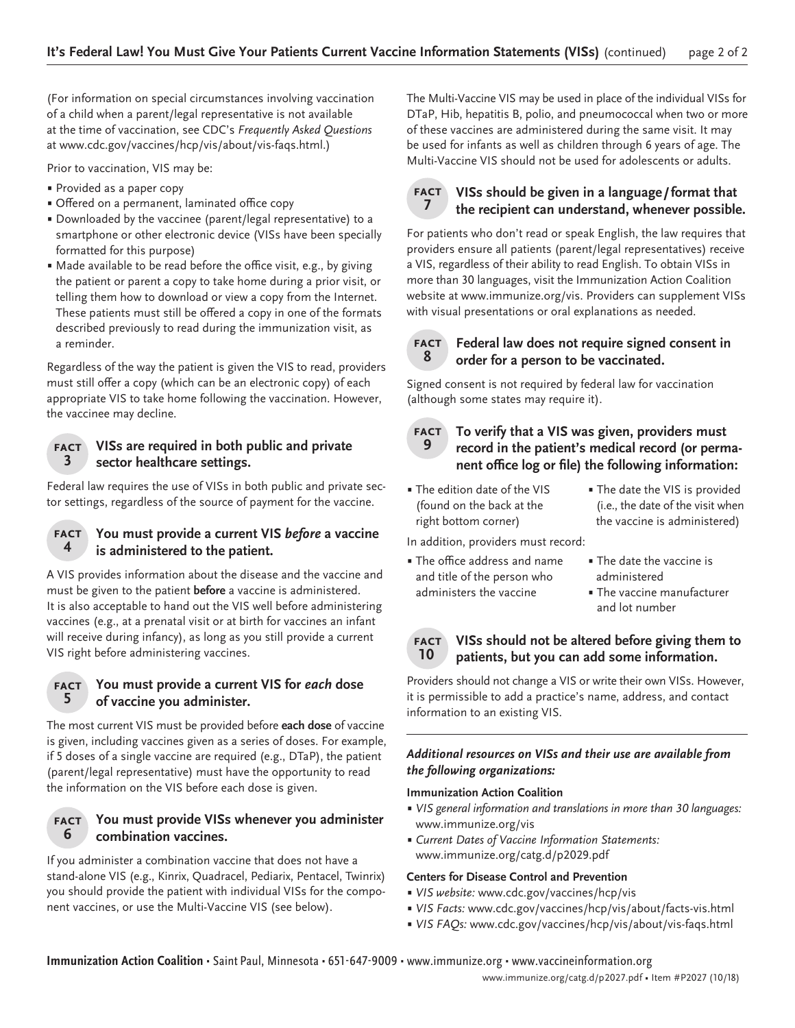(For information on special circumstances involving vaccination of a child when a parent/legal representative is not available at the time of vaccination, see CDC's *Frequently Asked Questions* at www.cdc.gov/vaccines/hcp/vis/about/vis-faqs.html.)

Prior to vaccination, VIS may be:

- Provided as a paper copy
- Offered on a permanent, laminated office copy
- Downloaded by the vaccinee (parent/legal representative) to a smartphone or other electronic device (VISs have been specially formatted for this purpose)
- Made available to be read before the office visit, e.g., by giving the patient or parent a copy to take home during a prior visit, or telling them how to download or view a copy from the Internet. These patients must still be offered a copy in one of the formats described previously to read during the immunization visit, as a reminder.

Regardless of the way the patient is given the VIS to read, providers must still offer a copy (which can be an electronic copy) of each appropriate VIS to take home following the vaccination. However, the vaccinee may decline.

## FACT 3 VISs are required in both public and private sector healthcare settings.

Federal law requires the use of VISs in both public and private sector settings, regardless of the source of payment for the vaccine.

## FACT 4 You must provide a current VIS *before* a vaccine is administered to the patient.

A VIS provides information about the disease and the vaccine and must be given to the patient **before** a vaccine is administered. It is also acceptable to hand out the VIS well before administering vaccines (e.g., at a prenatal visit or at birth for vaccines an infant will receive during infancy), as long as you still provide a current VIS right before administering vaccines.

## FACT 5 You must provide a current VIS for *each* dose of vaccine you administer.

The most current VIS must be provided before **each dose** of vaccine is given, including vaccines given as a series of doses. For example, if 5 doses of a single vaccine are required (e.g., DTaP), the patient (parent/legal representative) must have the opportunity to read the information on the VIS before each dose is given.

## FACT 6 You must provide VISs whenever you administer combination vaccines.

If you administer a combination vaccine that does not have a stand-alone VIS (e.g., Kinrix, Quadracel, Pediarix, Pentacel, Twinrix) you should provide the patient with individual VISs for the component vaccines, or use the Multi-Vaccine VIS (see below).

The Multi-Vaccine VIS may be used in place of the individual VISs for DTaP, Hib, hepatitis B, polio, and pneumococcal when two or more of these vaccines are administered during the same visit. It may be used for infants as well as children through 6 years of age. The Multi-Vaccine VIS should not be used for adolescents or adults.

## FACT 7 VISs should be given in a language/format that the recipient can understand, whenever possible.

For patients who don't read or speak English, the law requires that providers ensure all patients (parent/legal representatives) receive a VIS, regardless of their ability to read English. To obtain VISs in more than 30 languages, visit the Immunization Action Coalition website at www.immunize.org/vis. Providers can supplement VISs with visual presentations or oral explanations as needed.

## FACT 8 Federal law does not require signed consent in order for a person to be vaccinated.

Signed consent is not required by federal law for vaccination (although some states may require it).

## FACT 9 To verify that a VIS was given, providers must record in the patient's medical record (or permanent office log or file) the following information:

- The edition date of the VIS (found on the back at the right bottom corner)
- The date the VIS is provided (i.e., the date of the visit when the vaccine is administered)

In addition, providers must record:

- The office address and name and title of the person who administers the vaccine
- The date the vaccine is administered
- The vaccine manufacturer and lot number

## FACT 10 VISs should not be altered before giving them to patients, but you can add some information.

Providers should not change a VIS or write their own VISs. However, it is permissible to add a practice's name, address, and contact information to an existing VIS.

---

***Additional resources on VISs and their use are available from the following organizations:***

**Immunization Action Coalition**

- *VIS general information and translations in more than 30 languages:* www.immunize.org/vis
- *Current Dates of Vaccine Information Statements:* www.immunize.org/catg.d/p2029.pdf

**Centers for Disease Control and Prevention**

- *VIS website:* www.cdc.gov/vaccines/hcp/vis
- *VIS Facts:* www.cdc.gov/vaccines/hcp/vis/about/facts-vis.html
- *VIS FAQs:* www.cdc.gov/vaccines/hcp/vis/about/vis-faqs.html

**Immunization Action Coalition** • Saint Paul, Minnesota • 651-647-9009 • www.immunize.org • www.vaccineinformation.org

www.immunize.org/catg.d/p2027.pdf • Item #P2027 (10/18)